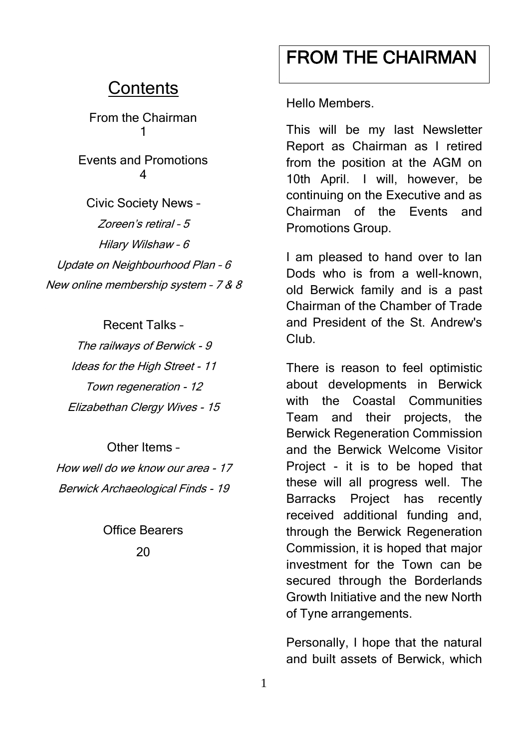## Contents

From the Chairman
1

Events and Promotions
4

Civic Society News –

*Zoreen's retiral – 5*

*Hilary Wilshaw – 6*

*Update on Neighbourhood Plan – 6*

*New online membership system – 7 & 8*

Recent Talks –

*The railways of Berwick - 9*

*Ideas for the High Street - 11*

*Town regeneration - 12*

*Elizabethan Clergy Wives - 15*

Other Items –

*How well do we know our area - 17*

*Berwick Archaeological Finds - 19*

Office Bearers
20

# FROM THE CHAIRMAN

Hello Members.

This will be my last Newsletter Report as Chairman as I retired from the position at the AGM on 10th April. I will, however, be continuing on the Executive and as Chairman of the Events and Promotions Group.

I am pleased to hand over to Ian Dods who is from a well-known, old Berwick family and is a past Chairman of the Chamber of Trade and President of the St. Andrew's Club.

There is reason to feel optimistic about developments in Berwick with the Coastal Communities Team and their projects, the Berwick Regeneration Commission and the Berwick Welcome Visitor Project - it is to be hoped that these will all progress well. The Barracks Project has recently received additional funding and, through the Berwick Regeneration Commission, it is hoped that major investment for the Town can be secured through the Borderlands Growth Initiative and the new North of Tyne arrangements.

Personally, I hope that the natural and built assets of Berwick, which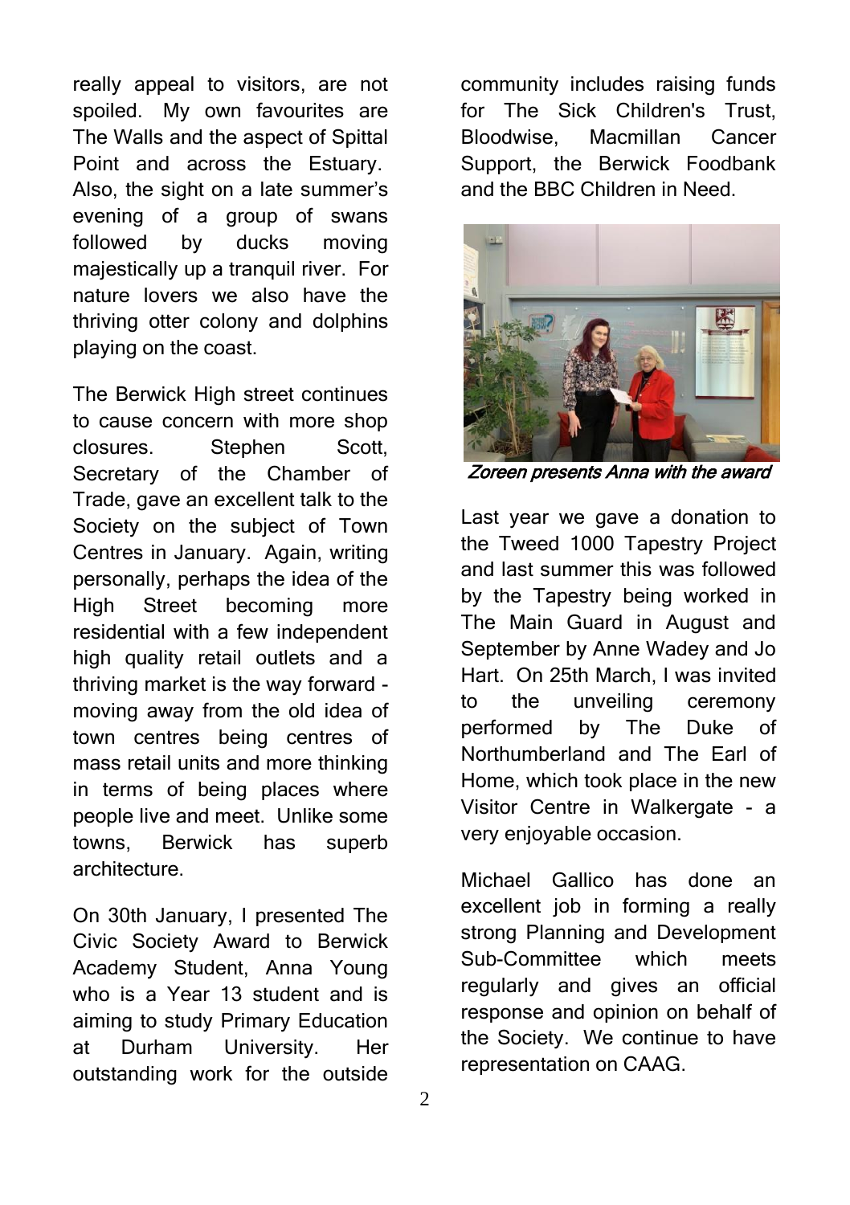really appeal to visitors, are not spoiled. My own favourites are The Walls and the aspect of Spittal Point and across the Estuary. Also, the sight on a late summer's evening of a group of swans followed by ducks moving majestically up a tranquil river. For nature lovers we also have the thriving otter colony and dolphins playing on the coast.

The Berwick High street continues to cause concern with more shop closures. Stephen Scott, Secretary of the Chamber of Trade, gave an excellent talk to the Society on the subject of Town Centres in January. Again, writing personally, perhaps the idea of the High Street becoming more residential with a few independent high quality retail outlets and a thriving market is the way forward - moving away from the old idea of town centres being centres of mass retail units and more thinking in terms of being places where people live and meet. Unlike some towns, Berwick has superb architecture.

On 30th January, I presented The Civic Society Award to Berwick Academy Student, Anna Young who is a Year 13 student and is aiming to study Primary Education at Durham University. Her outstanding work for the outside community includes raising funds for The Sick Children's Trust, Bloodwise, Macmillan Cancer Support, the Berwick Foodbank and the BBC Children in Need.

*Zoreen presents Anna with the award*

Last year we gave a donation to the Tweed 1000 Tapestry Project and last summer this was followed by the Tapestry being worked in The Main Guard in August and September by Anne Wadey and Jo Hart. On 25th March, I was invited to the unveiling ceremony performed by The Duke of Northumberland and The Earl of Home, which took place in the new Visitor Centre in Walkergate - a very enjoyable occasion.

Michael Gallico has done an excellent job in forming a really strong Planning and Development Sub-Committee which meets regularly and gives an official response and opinion on behalf of the Society. We continue to have representation on CAAG.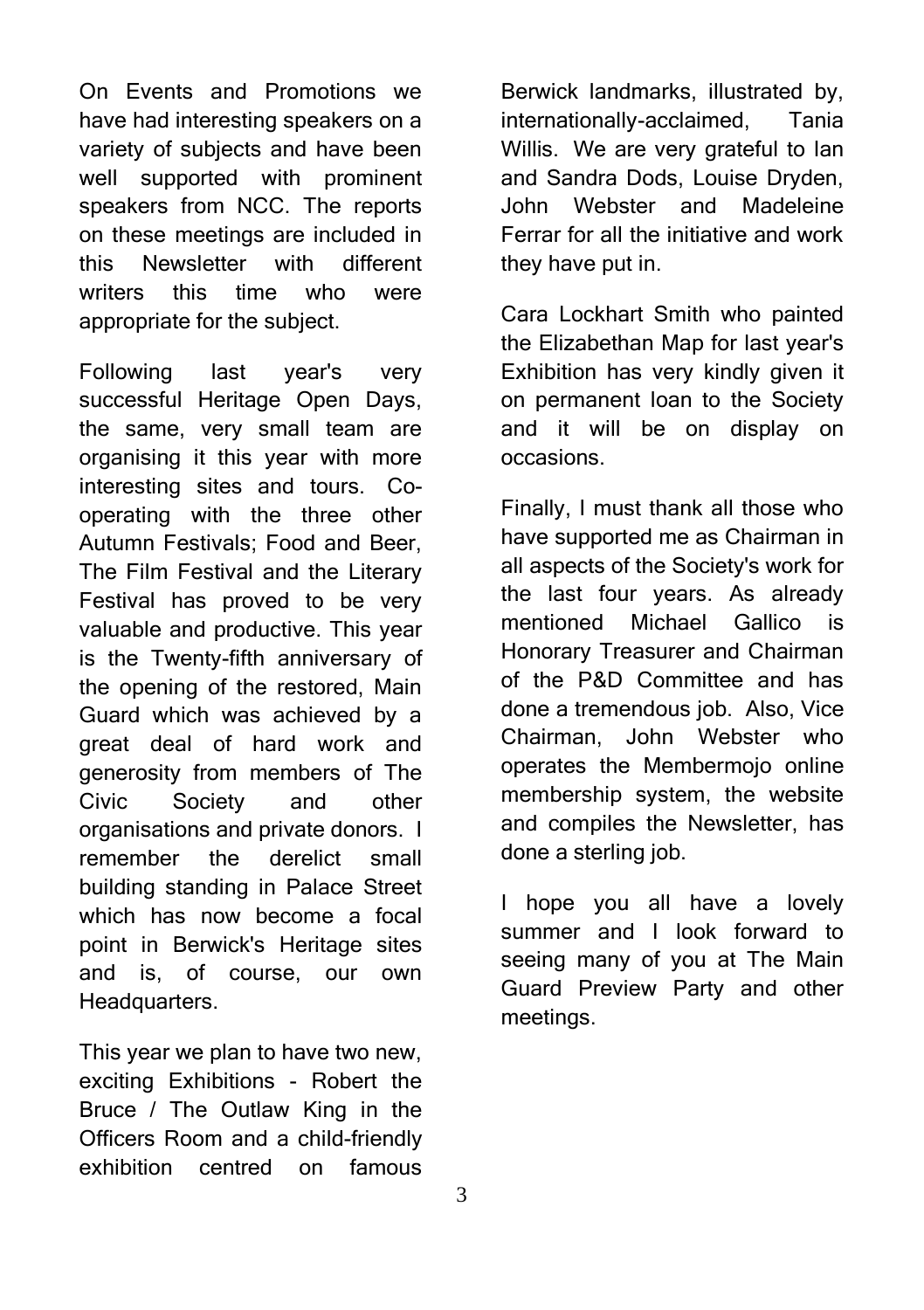On Events and Promotions we have had interesting speakers on a variety of subjects and have been well supported with prominent speakers from NCC. The reports on these meetings are included in this Newsletter with different writers this time who were appropriate for the subject.

Following last year's very successful Heritage Open Days, the same, very small team are organising it this year with more interesting sites and tours. Co-operating with the three other Autumn Festivals; Food and Beer, The Film Festival and the Literary Festival has proved to be very valuable and productive. This year is the Twenty-fifth anniversary of the opening of the restored, Main Guard which was achieved by a great deal of hard work and generosity from members of The Civic Society and other organisations and private donors. I remember the derelict small building standing in Palace Street which has now become a focal point in Berwick's Heritage sites and is, of course, our own Headquarters.

This year we plan to have two new, exciting Exhibitions - Robert the Bruce / The Outlaw King in the Officers Room and a child-friendly exhibition centred on famous Berwick landmarks, illustrated by, internationally-acclaimed, Tania Willis. We are very grateful to Ian and Sandra Dods, Louise Dryden, John Webster and Madeleine Ferrar for all the initiative and work they have put in.

Cara Lockhart Smith who painted the Elizabethan Map for last year's Exhibition has very kindly given it on permanent loan to the Society and it will be on display on occasions.

Finally, I must thank all those who have supported me as Chairman in all aspects of the Society's work for the last four years. As already mentioned Michael Gallico is Honorary Treasurer and Chairman of the P&D Committee and has done a tremendous job. Also, Vice Chairman, John Webster who operates the Membermojo online membership system, the website and compiles the Newsletter, has done a sterling job.

I hope you all have a lovely summer and I look forward to seeing many of you at The Main Guard Preview Party and other meetings.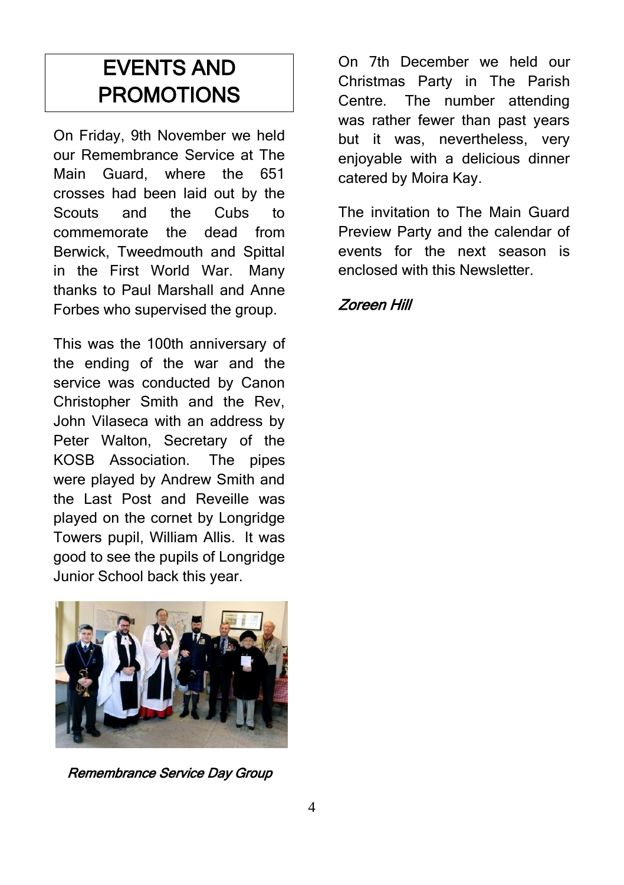# EVENTS AND PROMOTIONS

On Friday, 9th November we held our Remembrance Service at The Main Guard, where the 651 crosses had been laid out by the Scouts and the Cubs to commemorate the dead from Berwick, Tweedmouth and Spittal in the First World War. Many thanks to Paul Marshall and Anne Forbes who supervised the group.

This was the 100th anniversary of the ending of the war and the service was conducted by Canon Christopher Smith and the Rev, John Vilaseca with an address by Peter Walton, Secretary of the KOSB Association. The pipes were played by Andrew Smith and the Last Post and Reveille was played on the cornet by Longridge Towers pupil, William Allis. It was good to see the pupils of Longridge Junior School back this year.

*Remembrance Service Day Group*

On 7th December we held our Christmas Party in The Parish Centre. The number attending was rather fewer than past years but it was, nevertheless, very enjoyable with a delicious dinner catered by Moira Kay.

The invitation to The Main Guard Preview Party and the calendar of events for the next season is enclosed with this Newsletter.

*Zoreen Hill*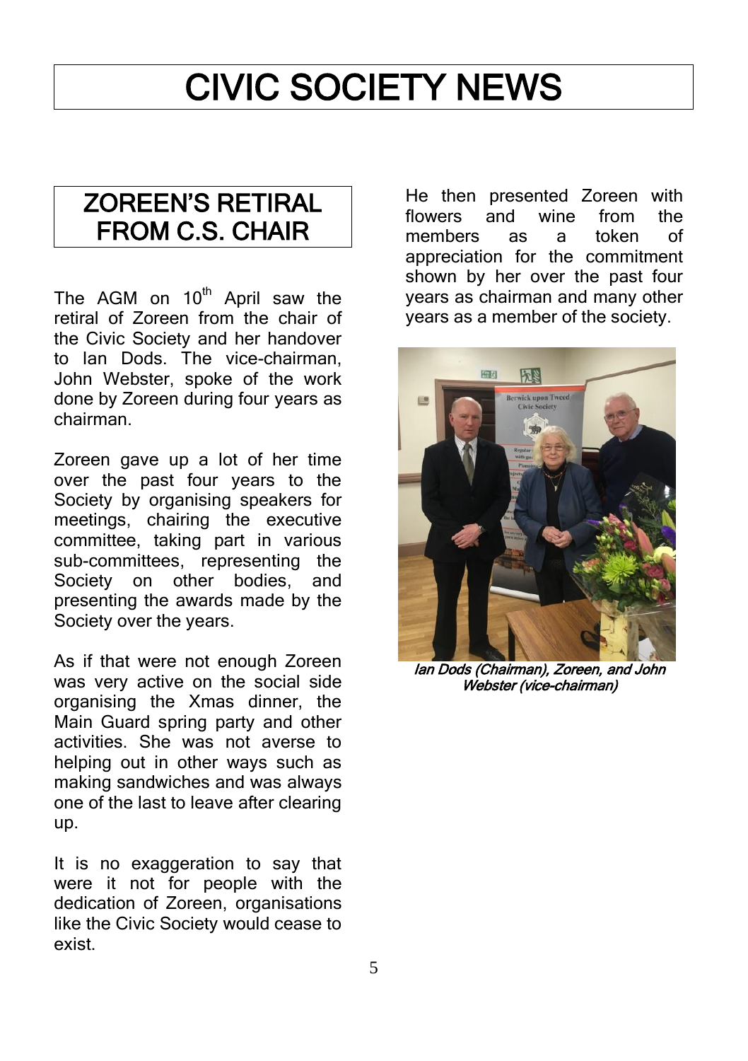# CIVIC SOCIETY NEWS

## ZOREEN'S RETIRAL FROM C.S. CHAIR

The AGM on 10th April saw the retiral of Zoreen from the chair of the Civic Society and her handover to Ian Dods. The vice-chairman, John Webster, spoke of the work done by Zoreen during four years as chairman.

Zoreen gave up a lot of her time over the past four years to the Society by organising speakers for meetings, chairing the executive committee, taking part in various sub-committees, representing the Society on other bodies, and presenting the awards made by the Society over the years.

As if that were not enough Zoreen was very active on the social side organising the Xmas dinner, the Main Guard spring party and other activities. She was not averse to helping out in other ways such as making sandwiches and was always one of the last to leave after clearing up.

It is no exaggeration to say that were it not for people with the dedication of Zoreen, organisations like the Civic Society would cease to exist.

He then presented Zoreen with flowers and wine from the members as a token of appreciation for the commitment shown by her over the past four years as chairman and many other years as a member of the society.

*Ian Dods (Chairman), Zoreen, and John Webster (vice-chairman)*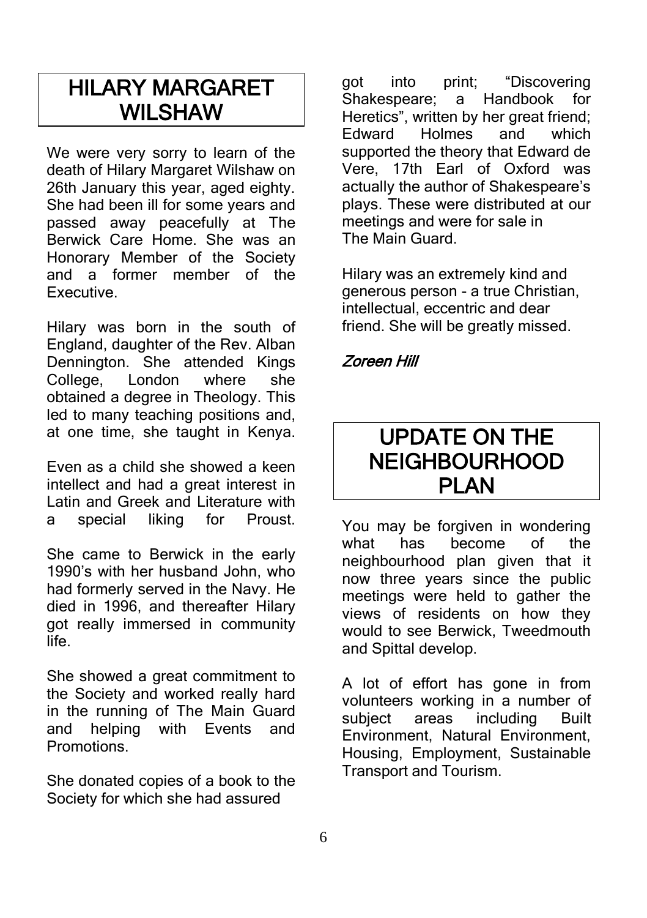## HILARY MARGARET WILSHAW

We were very sorry to learn of the death of Hilary Margaret Wilshaw on 26th January this year, aged eighty. She had been ill for some years and passed away peacefully at The Berwick Care Home. She was an Honorary Member of the Society and a former member of the Executive.

Hilary was born in the south of England, daughter of the Rev. Alban Dennington. She attended Kings College, London where she obtained a degree in Theology. This led to many teaching positions and, at one time, she taught in Kenya.

Even as a child she showed a keen intellect and had a great interest in Latin and Greek and Literature with a special liking for Proust.

She came to Berwick in the early 1990's with her husband John, who had formerly served in the Navy. He died in 1996, and thereafter Hilary got really immersed in community life.

She showed a great commitment to the Society and worked really hard in the running of The Main Guard and helping with Events and Promotions.

She donated copies of a book to the Society for which she had assured got into print; "Discovering Shakespeare; a Handbook for Heretics", written by her great friend; Edward Holmes and which supported the theory that Edward de Vere, 17th Earl of Oxford was actually the author of Shakespeare's plays. These were distributed at our meetings and were for sale in The Main Guard.

Hilary was an extremely kind and generous person - a true Christian, intellectual, eccentric and dear friend. She will be greatly missed.

*Zoreen Hill*

## UPDATE ON THE NEIGHBOURHOOD PLAN

You may be forgiven in wondering what has become of the neighbourhood plan given that it now three years since the public meetings were held to gather the views of residents on how they would to see Berwick, Tweedmouth and Spittal develop.

A lot of effort has gone in from volunteers working in a number of subject areas including Built Environment, Natural Environment, Housing, Employment, Sustainable Transport and Tourism.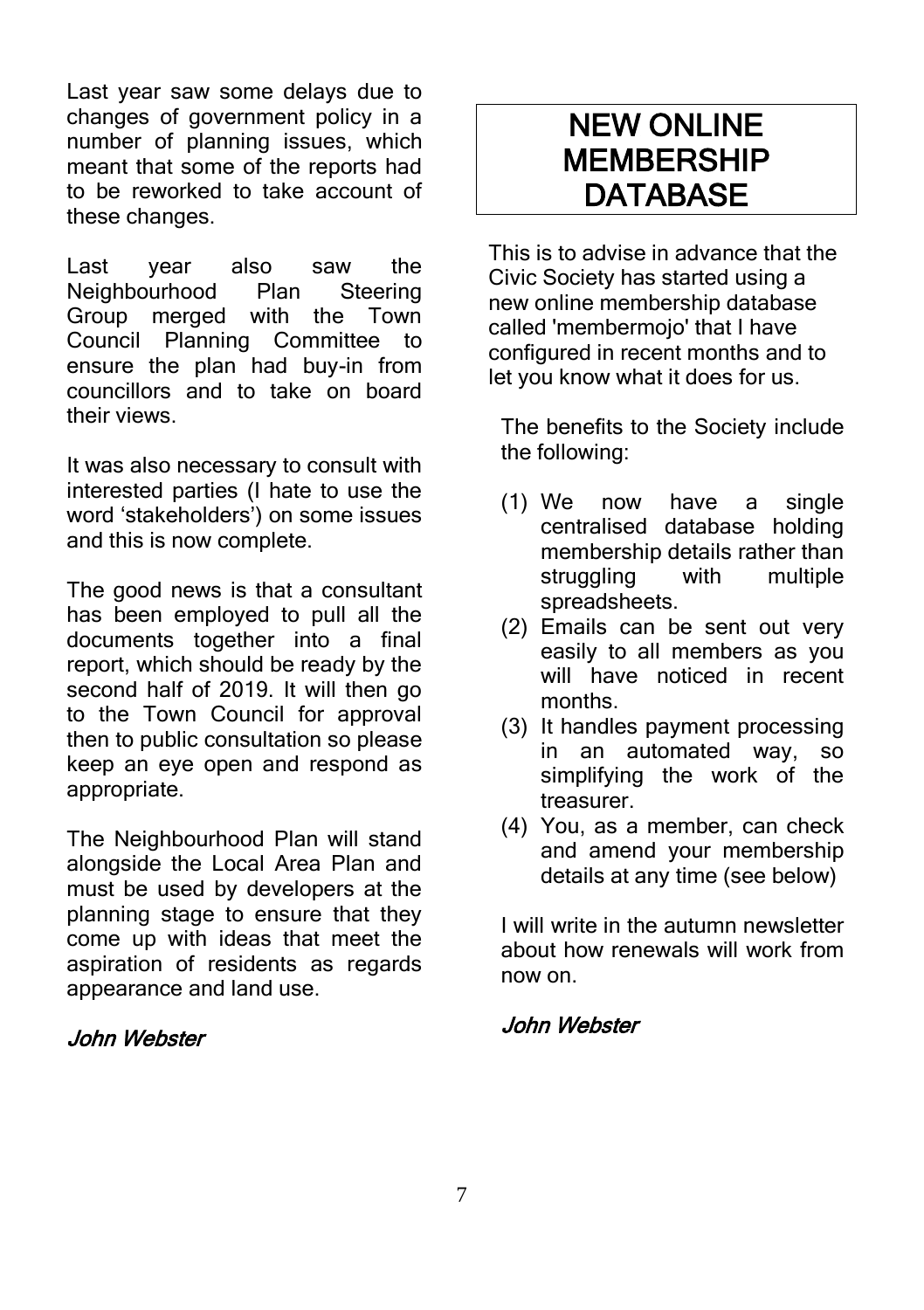Last year saw some delays due to changes of government policy in a number of planning issues, which meant that some of the reports had to be reworked to take account of these changes.

Last year also saw the Neighbourhood Plan Steering Group merged with the Town Council Planning Committee to ensure the plan had buy-in from councillors and to take on board their views.

It was also necessary to consult with interested parties (I hate to use the word 'stakeholders') on some issues and this is now complete.

The good news is that a consultant has been employed to pull all the documents together into a final report, which should be ready by the second half of 2019. It will then go to the Town Council for approval then to public consultation so please keep an eye open and respond as appropriate.

The Neighbourhood Plan will stand alongside the Local Area Plan and must be used by developers at the planning stage to ensure that they come up with ideas that meet the aspiration of residents as regards appearance and land use.

*John Webster*

# NEW ONLINE MEMBERSHIP DATABASE

This is to advise in advance that the Civic Society has started using a new online membership database called 'membermojo' that I have configured in recent months and to let you know what it does for us.

The benefits to the Society include the following:

(1) We now have a single centralised database holding membership details rather than struggling with multiple spreadsheets.
(2) Emails can be sent out very easily to all members as you will have noticed in recent months.
(3) It handles payment processing in an automated way, so simplifying the work of the treasurer.
(4) You, as a member, can check and amend your membership details at any time (see below)

I will write in the autumn newsletter about how renewals will work from now on.

*John Webster*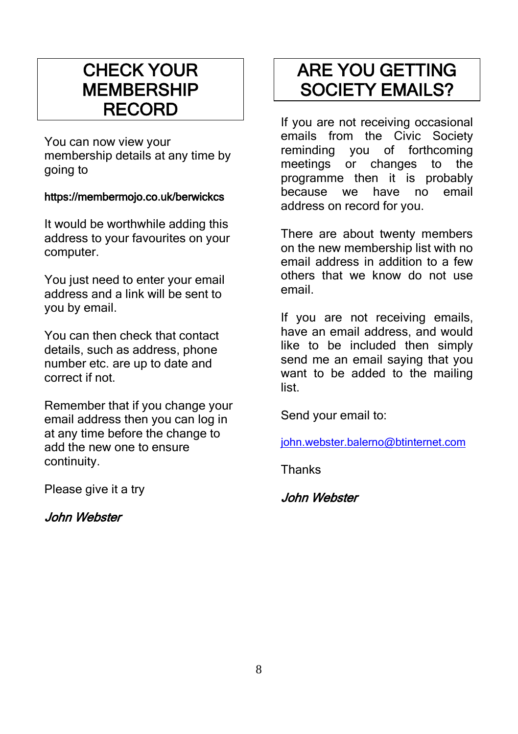# CHECK YOUR MEMBERSHIP RECORD

You can now view your membership details at any time by going to

**https://membermojo.co.uk/berwickcs**

It would be worthwhile adding this address to your favourites on your computer.

You just need to enter your email address and a link will be sent to you by email.

You can then check that contact details, such as address, phone number etc. are up to date and correct if not.

Remember that if you change your email address then you can log in at any time before the change to add the new one to ensure continuity.

Please give it a try

*John Webster*

# ARE YOU GETTING SOCIETY EMAILS?

If you are not receiving occasional emails from the Civic Society reminding you of forthcoming meetings or changes to the programme then it is probably because we have no email address on record for you.

There are about twenty members on the new membership list with no email address in addition to a few others that we know do not use email.

If you are not receiving emails, have an email address, and would like to be included then simply send me an email saying that you want to be added to the mailing list.

Send your email to:

john.webster.balerno@btinternet.com

Thanks

*John Webster*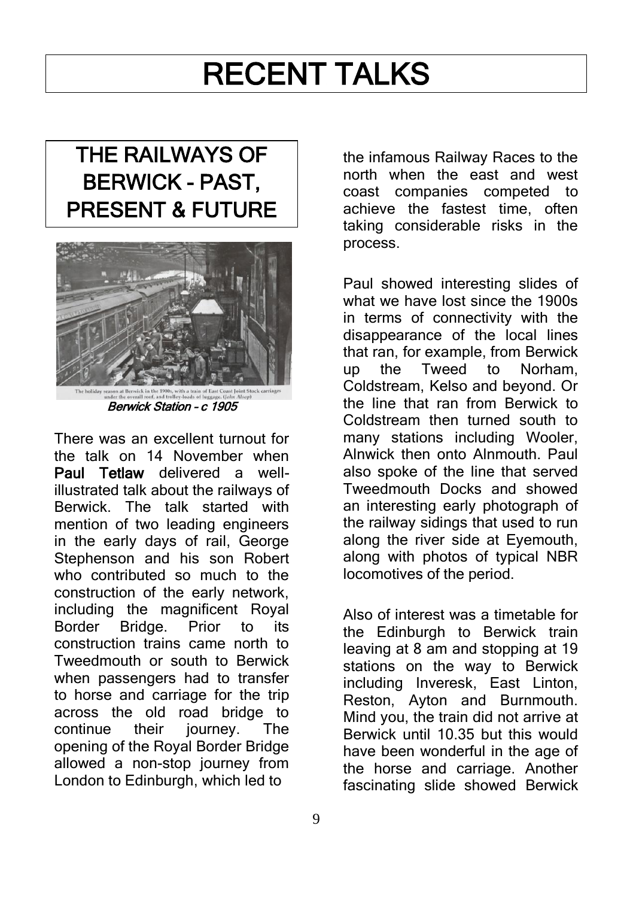# RECENT TALKS

## THE RAILWAYS OF BERWICK - PAST, PRESENT & FUTURE

The holiday season at Berwick in the 1900s, with a train of East Coast Joint Stock carriages under the overall roof, and trolley-loads of luggage. (John Alsop)

*Berwick Station - c 1905*

There was an excellent turnout for the talk on 14 November when **Paul Tetlaw** delivered a well-illustrated talk about the railways of Berwick. The talk started with mention of two leading engineers in the early days of rail, George Stephenson and his son Robert who contributed so much to the construction of the early network, including the magnificent Royal Border Bridge. Prior to its construction trains came north to Tweedmouth or south to Berwick when passengers had to transfer to horse and carriage for the trip across the old road bridge to continue their journey. The opening of the Royal Border Bridge allowed a non-stop journey from London to Edinburgh, which led to the infamous Railway Races to the north when the east and west coast companies competed to achieve the fastest time, often taking considerable risks in the process.

Paul showed interesting slides of what we have lost since the 1900s in terms of connectivity with the disappearance of the local lines that ran, for example, from Berwick up the Tweed to Norham, Coldstream, Kelso and beyond. Or the line that ran from Berwick to Coldstream then turned south to many stations including Wooler, Alnwick then onto Alnmouth. Paul also spoke of the line that served Tweedmouth Docks and showed an interesting early photograph of the railway sidings that used to run along the river side at Eyemouth, along with photos of typical NBR locomotives of the period.

Also of interest was a timetable for the Edinburgh to Berwick train leaving at 8 am and stopping at 19 stations on the way to Berwick including Inveresk, East Linton, Reston, Ayton and Burnmouth. Mind you, the train did not arrive at Berwick until 10.35 but this would have been wonderful in the age of the horse and carriage. Another fascinating slide showed Berwick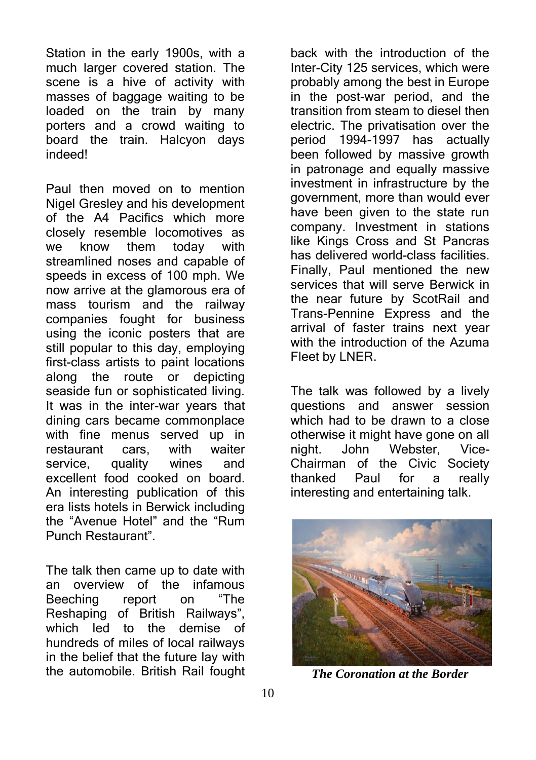Station in the early 1900s, with a much larger covered station. The scene is a hive of activity with masses of baggage waiting to be loaded on the train by many porters and a crowd waiting to board the train. Halcyon days indeed!

Paul then moved on to mention Nigel Gresley and his development of the A4 Pacifics which more closely resemble locomotives as we know them today with streamlined noses and capable of speeds in excess of 100 mph. We now arrive at the glamorous era of mass tourism and the railway companies fought for business using the iconic posters that are still popular to this day, employing first-class artists to paint locations along the route or depicting seaside fun or sophisticated living. It was in the inter-war years that dining cars became commonplace with fine menus served up in restaurant cars, with waiter service, quality wines and excellent food cooked on board. An interesting publication of this era lists hotels in Berwick including the "Avenue Hotel" and the "Rum Punch Restaurant".

The talk then came up to date with an overview of the infamous Beeching report on "The Reshaping of British Railways", which led to the demise of hundreds of miles of local railways in the belief that the future lay with the automobile. British Rail fought back with the introduction of the Inter-City 125 services, which were probably among the best in Europe in the post-war period, and the transition from steam to diesel then electric. The privatisation over the period 1994-1997 has actually been followed by massive growth in patronage and equally massive investment in infrastructure by the government, more than would ever have been given to the state run company. Investment in stations like Kings Cross and St Pancras has delivered world-class facilities. Finally, Paul mentioned the new services that will serve Berwick in the near future by ScotRail and Trans-Pennine Express and the arrival of faster trains next year with the introduction of the Azuma Fleet by LNER.

The talk was followed by a lively questions and answer session which had to be drawn to a close otherwise it might have gone on all night. John Webster, Vice-Chairman of the Civic Society thanked Paul for a really interesting and entertaining talk.

***The Coronation at the Border***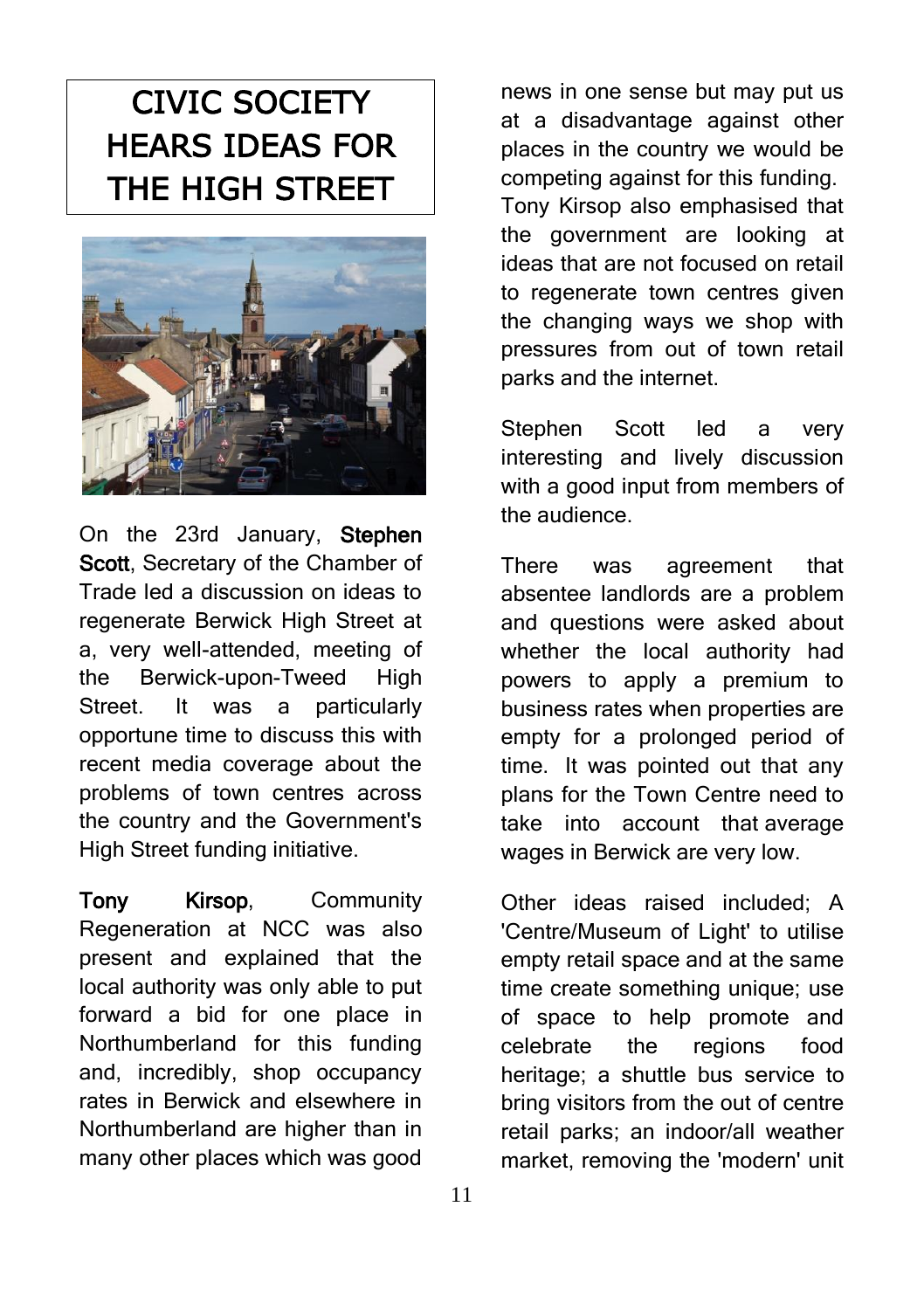# CIVIC SOCIETY HEARS IDEAS FOR THE HIGH STREET

On the 23rd January, **Stephen Scott**, Secretary of the Chamber of Trade led a discussion on ideas to regenerate Berwick High Street at a, very well-attended, meeting of the Berwick-upon-Tweed High Street. It was a particularly opportune time to discuss this with recent media coverage about the problems of town centres across the country and the Government's High Street funding initiative.

**Tony Kirsop**, Community Regeneration at NCC was also present and explained that the local authority was only able to put forward a bid for one place in Northumberland for this funding and, incredibly, shop occupancy rates in Berwick and elsewhere in Northumberland are higher than in many other places which was good news in one sense but may put us at a disadvantage against other places in the country we would be competing against for this funding. Tony Kirsop also emphasised that the government are looking at ideas that are not focused on retail to regenerate town centres given the changing ways we shop with pressures from out of town retail parks and the internet.

Stephen Scott led a very interesting and lively discussion with a good input from members of the audience.

There was agreement that absentee landlords are a problem and questions were asked about whether the local authority had powers to apply a premium to business rates when properties are empty for a prolonged period of time. It was pointed out that any plans for the Town Centre need to take into account that average wages in Berwick are very low.

Other ideas raised included; A 'Centre/Museum of Light' to utilise empty retail space and at the same time create something unique; use of space to help promote and celebrate the regions food heritage; a shuttle bus service to bring visitors from the out of centre retail parks; an indoor/all weather market, removing the 'modern' unit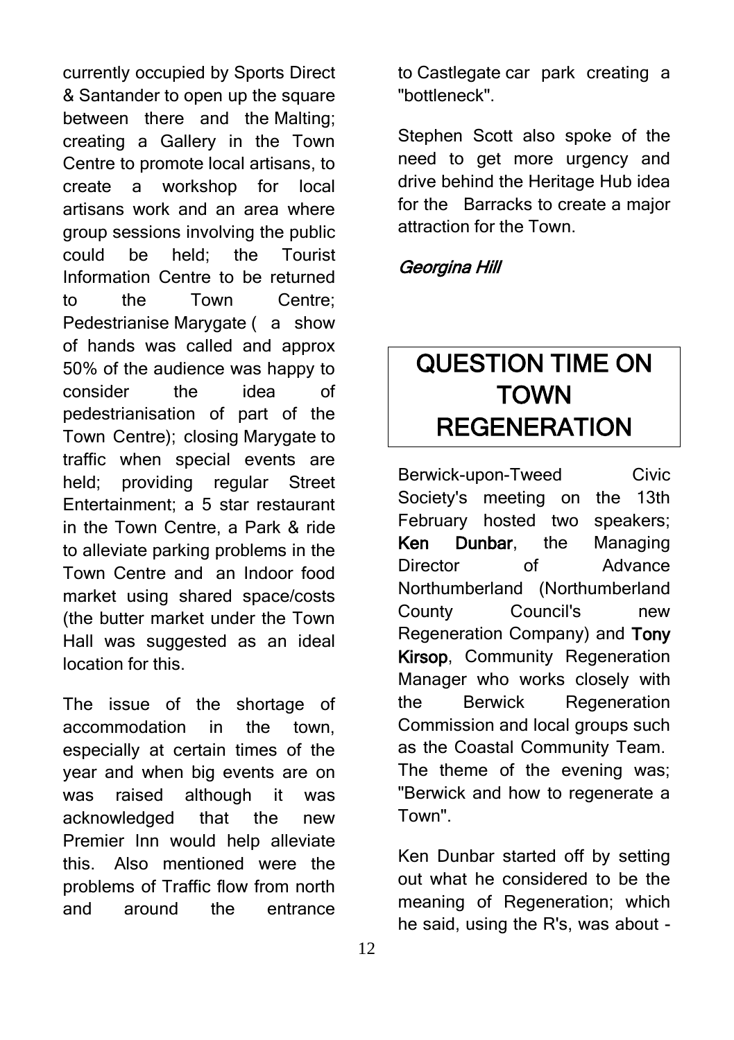currently occupied by Sports Direct & Santander to open up the square between there and the Malting; creating a Gallery in the Town Centre to promote local artisans, to create a workshop for local artisans work and an area where group sessions involving the public could be held; the Tourist Information Centre to be returned to the Town Centre; Pedestrianise Marygate ( a show of hands was called and approx 50% of the audience was happy to consider the idea of pedestrianisation of part of the Town Centre); closing Marygate to traffic when special events are held; providing regular Street Entertainment; a 5 star restaurant in the Town Centre, a Park & ride to alleviate parking problems in the Town Centre and an Indoor food market using shared space/costs (the butter market under the Town Hall was suggested as an ideal location for this.

The issue of the shortage of accommodation in the town, especially at certain times of the year and when big events are on was raised although it was acknowledged that the new Premier Inn would help alleviate this. Also mentioned were the problems of Traffic flow from north and around the entrance to Castlegate car park creating a "bottleneck".

Stephen Scott also spoke of the need to get more urgency and drive behind the Heritage Hub idea for the Barracks to create a major attraction for the Town.

*Georgina Hill*

## QUESTION TIME ON TOWN REGENERATION

Berwick-upon-Tweed Civic Society's meeting on the 13th February hosted two speakers; **Ken Dunbar**, the Managing Director of Advance Northumberland (Northumberland County Council's new Regeneration Company) and **Tony Kirsop**, Community Regeneration Manager who works closely with the Berwick Regeneration Commission and local groups such as the Coastal Community Team. The theme of the evening was; "Berwick and how to regenerate a Town".

Ken Dunbar started off by setting out what he considered to be the meaning of Regeneration; which he said, using the R's, was about -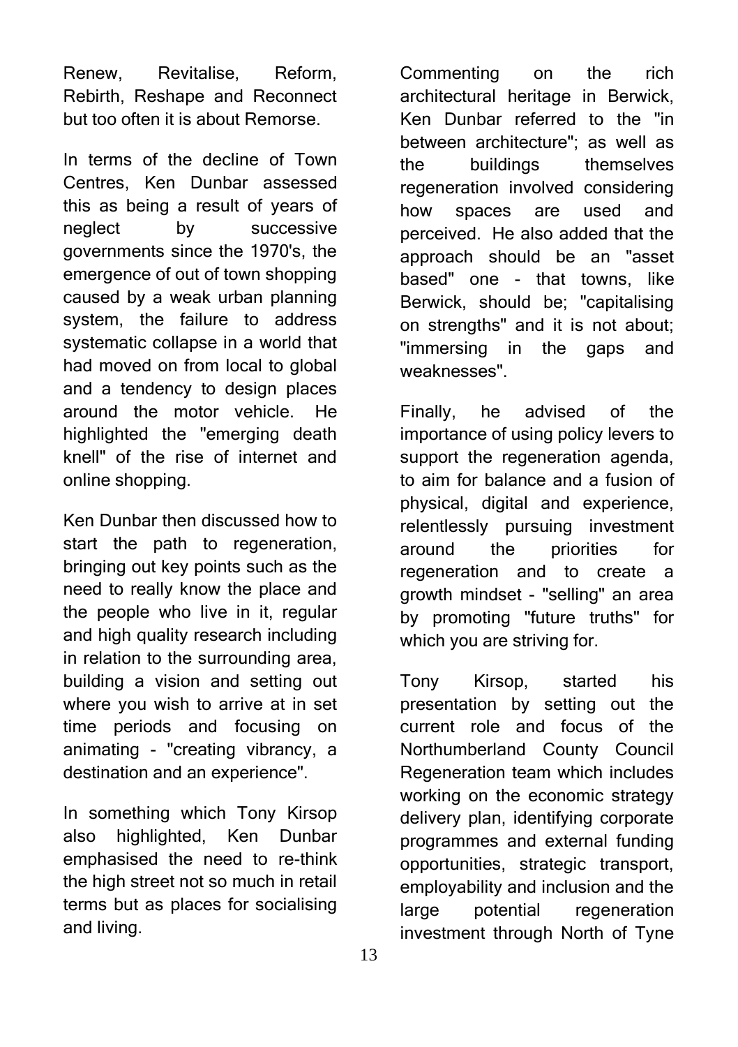Renew, Revitalise, Reform, Rebirth, Reshape and Reconnect but too often it is about Remorse.

In terms of the decline of Town Centres, Ken Dunbar assessed this as being a result of years of neglect by successive governments since the 1970's, the emergence of out of town shopping caused by a weak urban planning system, the failure to address systematic collapse in a world that had moved on from local to global and a tendency to design places around the motor vehicle. He highlighted the "emerging death knell" of the rise of internet and online shopping.

Ken Dunbar then discussed how to start the path to regeneration, bringing out key points such as the need to really know the place and the people who live in it, regular and high quality research including in relation to the surrounding area, building a vision and setting out where you wish to arrive at in set time periods and focusing on animating - "creating vibrancy, a destination and an experience".

In something which Tony Kirsop also highlighted, Ken Dunbar emphasised the need to re-think the high street not so much in retail terms but as places for socialising and living.

Commenting on the rich architectural heritage in Berwick, Ken Dunbar referred to the "in between architecture"; as well as the buildings themselves regeneration involved considering how spaces are used and perceived. He also added that the approach should be an "asset based" one - that towns, like Berwick, should be; "capitalising on strengths" and it is not about; "immersing in the gaps and weaknesses".

Finally, he advised of the importance of using policy levers to support the regeneration agenda, to aim for balance and a fusion of physical, digital and experience, relentlessly pursuing investment around the priorities for regeneration and to create a growth mindset - "selling" an area by promoting "future truths" for which you are striving for.

Tony Kirsop, started his presentation by setting out the current role and focus of the Northumberland County Council Regeneration team which includes working on the economic strategy delivery plan, identifying corporate programmes and external funding opportunities, strategic transport, employability and inclusion and the large potential regeneration investment through North of Tyne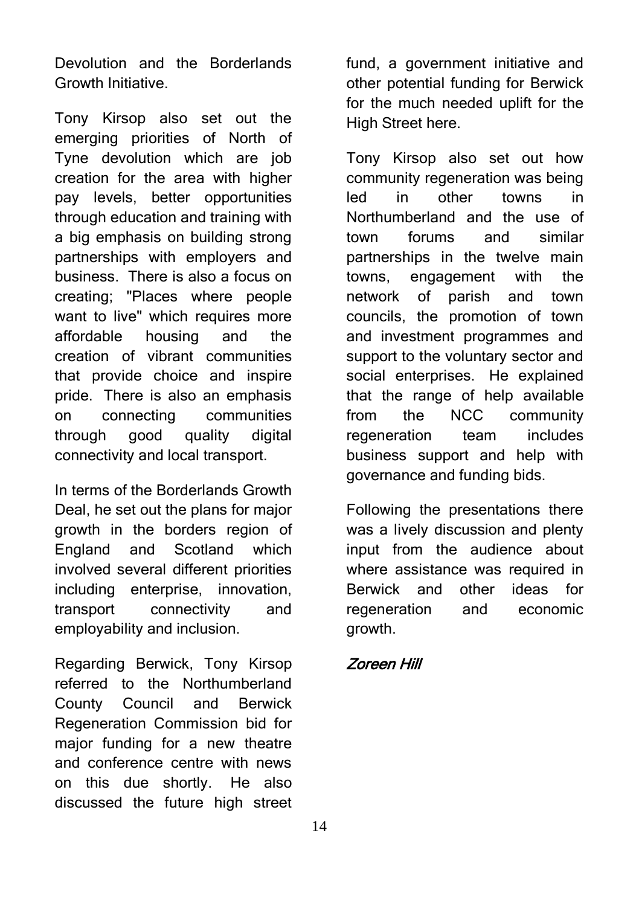Devolution and the Borderlands Growth Initiative.

Tony Kirsop also set out the emerging priorities of North of Tyne devolution which are job creation for the area with higher pay levels, better opportunities through education and training with a big emphasis on building strong partnerships with employers and business. There is also a focus on creating; "Places where people want to live" which requires more affordable housing and the creation of vibrant communities that provide choice and inspire pride. There is also an emphasis on connecting communities through good quality digital connectivity and local transport.

In terms of the Borderlands Growth Deal, he set out the plans for major growth in the borders region of England and Scotland which involved several different priorities including enterprise, innovation, transport connectivity and employability and inclusion.

Regarding Berwick, Tony Kirsop referred to the Northumberland County Council and Berwick Regeneration Commission bid for major funding for a new theatre and conference centre with news on this due shortly. He also discussed the future high street fund, a government initiative and other potential funding for Berwick for the much needed uplift for the High Street here.

Tony Kirsop also set out how community regeneration was being led in other towns in Northumberland and the use of town forums and similar partnerships in the twelve main towns, engagement with the network of parish and town councils, the promotion of town and investment programmes and support to the voluntary sector and social enterprises. He explained that the range of help available from the NCC community regeneration team includes business support and help with governance and funding bids.

Following the presentations there was a lively discussion and plenty input from the audience about where assistance was required in Berwick and other ideas for regeneration and economic growth.

*Zoreen Hill*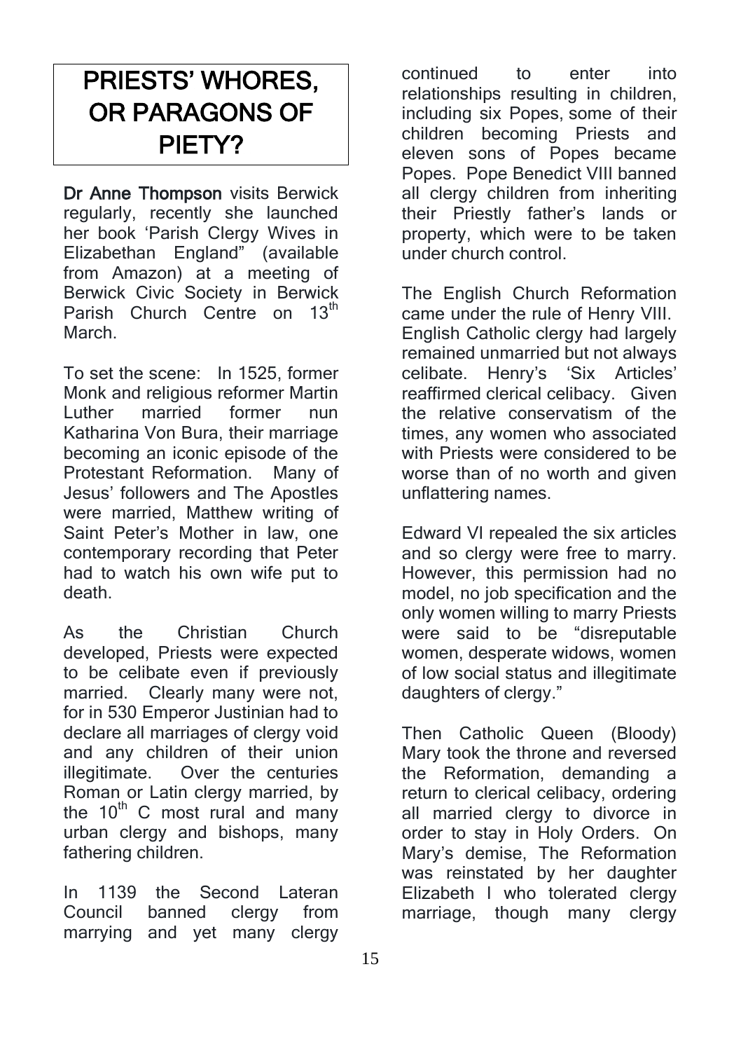# PRIESTS' WHORES, OR PARAGONS OF PIETY?

**Dr Anne Thompson** visits Berwick regularly, recently she launched her book 'Parish Clergy Wives in Elizabethan England" (available from Amazon) at a meeting of Berwick Civic Society in Berwick Parish Church Centre on 13th March.

To set the scene: In 1525, former Monk and religious reformer Martin Luther married former nun Katharina Von Bura, their marriage becoming an iconic episode of the Protestant Reformation. Many of Jesus' followers and The Apostles were married, Matthew writing of Saint Peter's Mother in law, one contemporary recording that Peter had to watch his own wife put to death.

As the Christian Church developed, Priests were expected to be celibate even if previously married. Clearly many were not, for in 530 Emperor Justinian had to declare all marriages of clergy void and any children of their union illegitimate. Over the centuries Roman or Latin clergy married, by the 10th C most rural and many urban clergy and bishops, many fathering children.

In 1139 the Second Lateran Council banned clergy from marrying and yet many clergy continued to enter into relationships resulting in children, including six Popes, some of their children becoming Priests and eleven sons of Popes became Popes. Pope Benedict VIII banned all clergy children from inheriting their Priestly father's lands or property, which were to be taken under church control.

The English Church Reformation came under the rule of Henry VIII. English Catholic clergy had largely remained unmarried but not always celibate. Henry's 'Six Articles' reaffirmed clerical celibacy. Given the relative conservatism of the times, any women who associated with Priests were considered to be worse than of no worth and given unflattering names.

Edward VI repealed the six articles and so clergy were free to marry. However, this permission had no model, no job specification and the only women willing to marry Priests were said to be "disreputable women, desperate widows, women of low social status and illegitimate daughters of clergy."

Then Catholic Queen (Bloody) Mary took the throne and reversed the Reformation, demanding a return to clerical celibacy, ordering all married clergy to divorce in order to stay in Holy Orders. On Mary's demise, The Reformation was reinstated by her daughter Elizabeth I who tolerated clergy marriage, though many clergy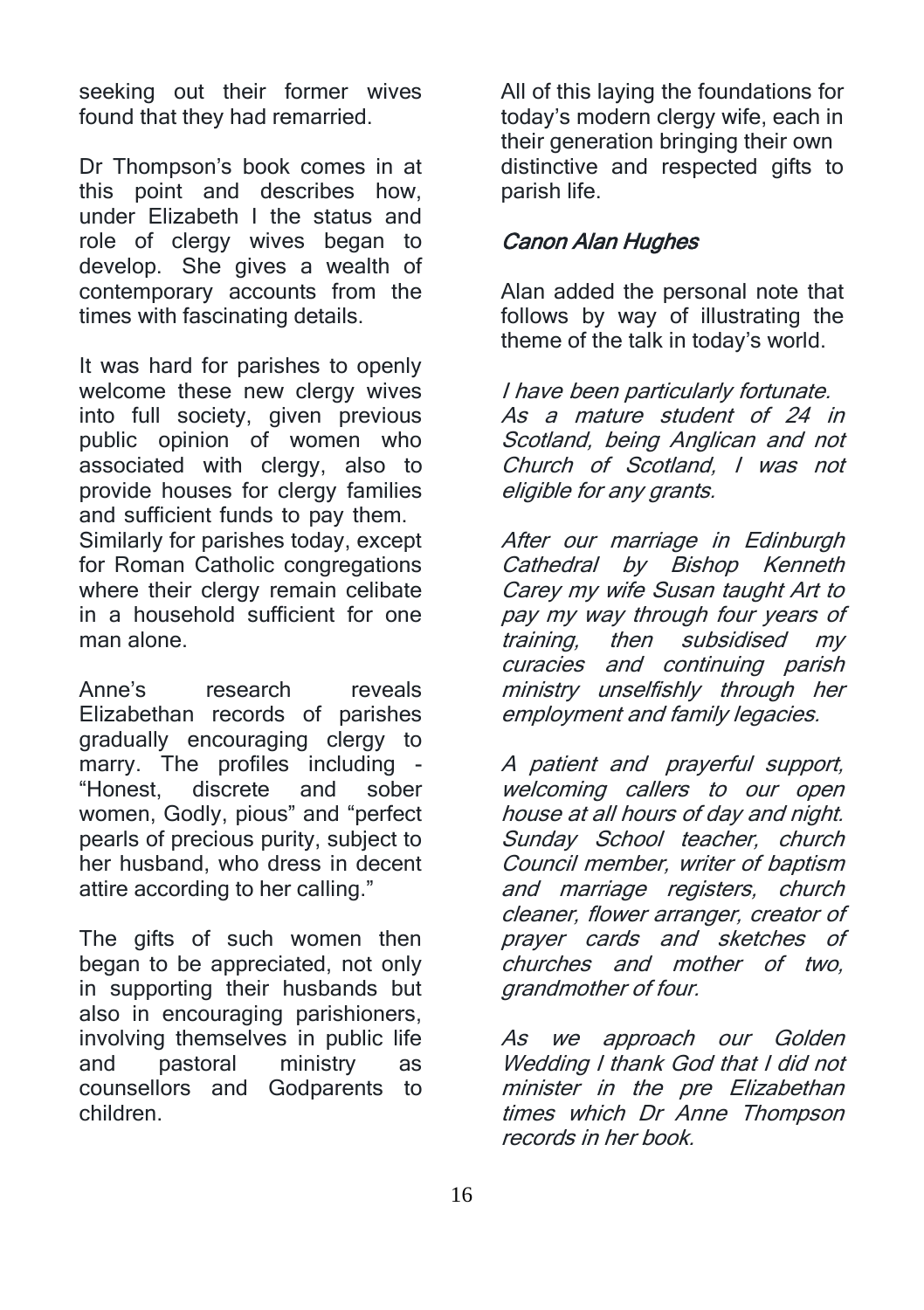seeking out their former wives found that they had remarried.

Dr Thompson's book comes in at this point and describes how, under Elizabeth I the status and role of clergy wives began to develop. She gives a wealth of contemporary accounts from the times with fascinating details.

It was hard for parishes to openly welcome these new clergy wives into full society, given previous public opinion of women who associated with clergy, also to provide houses for clergy families and sufficient funds to pay them. Similarly for parishes today, except for Roman Catholic congregations where their clergy remain celibate in a household sufficient for one man alone.

Anne's research reveals Elizabethan records of parishes gradually encouraging clergy to marry. The profiles including - "Honest, discrete and sober women, Godly, pious" and "perfect pearls of precious purity, subject to her husband, who dress in decent attire according to her calling."

The gifts of such women then began to be appreciated, not only in supporting their husbands but also in encouraging parishioners, involving themselves in public life and pastoral ministry as counsellors and Godparents to children.

All of this laying the foundations for today's modern clergy wife, each in their generation bringing their own distinctive and respected gifts to parish life.

*Canon Alan Hughes*

Alan added the personal note that follows by way of illustrating the theme of the talk in today's world.

*I have been particularly fortunate. As a mature student of 24 in Scotland, being Anglican and not Church of Scotland, I was not eligible for any grants.*

*After our marriage in Edinburgh Cathedral by Bishop Kenneth Carey my wife Susan taught Art to pay my way through four years of training, then subsidised my curacies and continuing parish ministry unselfishly through her employment and family legacies.*

*A patient and prayerful support, welcoming callers to our open house at all hours of day and night. Sunday School teacher, church Council member, writer of baptism and marriage registers, church cleaner, flower arranger, creator of prayer cards and sketches of churches and mother of two, grandmother of four.*

*As we approach our Golden Wedding I thank God that I did not minister in the pre Elizabethan times which Dr Anne Thompson records in her book.*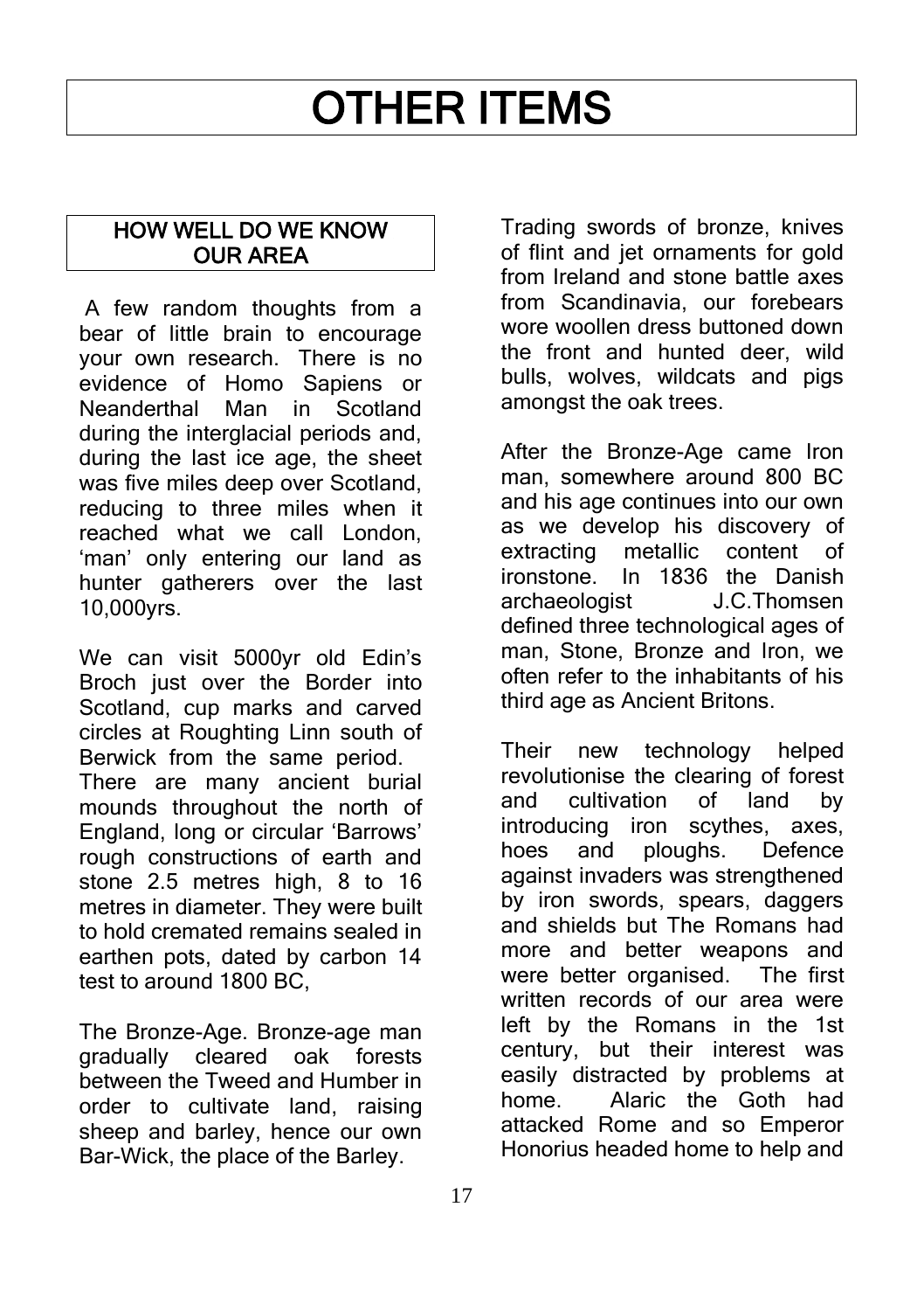# OTHER ITEMS

## HOW WELL DO WE KNOW OUR AREA

A few random thoughts from a bear of little brain to encourage your own research. There is no evidence of Homo Sapiens or Neanderthal Man in Scotland during the interglacial periods and, during the last ice age, the sheet was five miles deep over Scotland, reducing to three miles when it reached what we call London, 'man' only entering our land as hunter gatherers over the last 10,000yrs.

We can visit 5000yr old Edin's Broch just over the Border into Scotland, cup marks and carved circles at Roughting Linn south of Berwick from the same period. There are many ancient burial mounds throughout the north of England, long or circular 'Barrows' rough constructions of earth and stone 2.5 metres high, 8 to 16 metres in diameter. They were built to hold cremated remains sealed in earthen pots, dated by carbon 14 test to around 1800 BC,

The Bronze-Age. Bronze-age man gradually cleared oak forests between the Tweed and Humber in order to cultivate land, raising sheep and barley, hence our own Bar-Wick, the place of the Barley.

Trading swords of bronze, knives of flint and jet ornaments for gold from Ireland and stone battle axes from Scandinavia, our forebears wore woollen dress buttoned down the front and hunted deer, wild bulls, wolves, wildcats and pigs amongst the oak trees.

After the Bronze-Age came Iron man, somewhere around 800 BC and his age continues into our own as we develop his discovery of extracting metallic content of ironstone. In 1836 the Danish archaeologist J.C.Thomsen defined three technological ages of man, Stone, Bronze and Iron, we often refer to the inhabitants of his third age as Ancient Britons.

Their new technology helped revolutionise the clearing of forest and cultivation of land by introducing iron scythes, axes, hoes and ploughs. Defence against invaders was strengthened by iron swords, spears, daggers and shields but The Romans had more and better weapons and were better organised. The first written records of our area were left by the Romans in the 1st century, but their interest was easily distracted by problems at home. Alaric the Goth had attacked Rome and so Emperor Honorius headed home to help and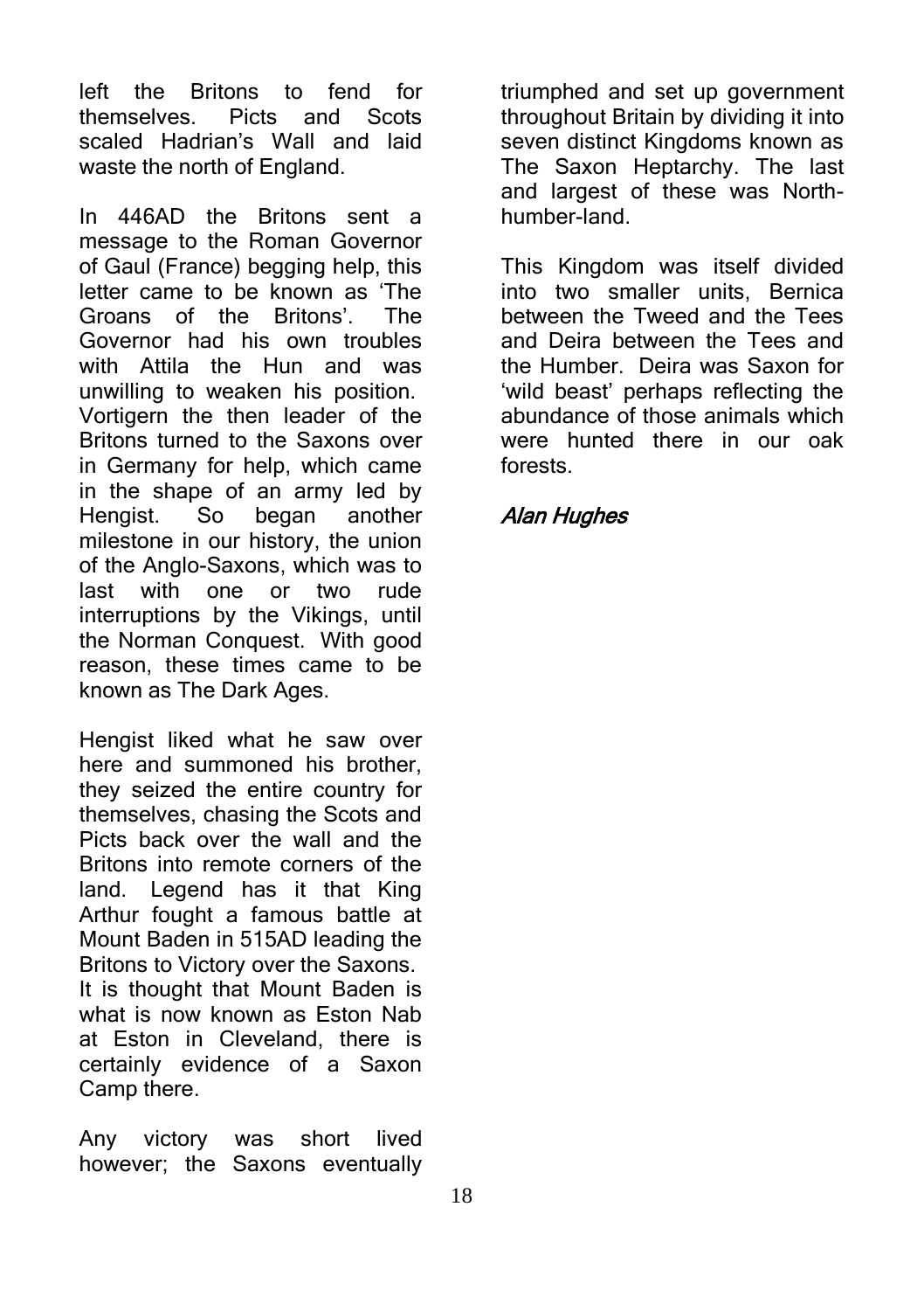left the Britons to fend for themselves. Picts and Scots scaled Hadrian's Wall and laid waste the north of England.

In 446AD the Britons sent a message to the Roman Governor of Gaul (France) begging help, this letter came to be known as 'The Groans of the Britons'. The Governor had his own troubles with Attila the Hun and was unwilling to weaken his position. Vortigern the then leader of the Britons turned to the Saxons over in Germany for help, which came in the shape of an army led by Hengist. So began another milestone in our history, the union of the Anglo-Saxons, which was to last with one or two rude interruptions by the Vikings, until the Norman Conquest. With good reason, these times came to be known as The Dark Ages.

Hengist liked what he saw over here and summoned his brother, they seized the entire country for themselves, chasing the Scots and Picts back over the wall and the Britons into remote corners of the land. Legend has it that King Arthur fought a famous battle at Mount Baden in 515AD leading the Britons to Victory over the Saxons. It is thought that Mount Baden is what is now known as Eston Nab at Eston in Cleveland, there is certainly evidence of a Saxon Camp there.

Any victory was short lived however; the Saxons eventually triumphed and set up government throughout Britain by dividing it into seven distinct Kingdoms known as The Saxon Heptarchy. The last and largest of these was North-humber-land.

This Kingdom was itself divided into two smaller units, Bernica between the Tweed and the Tees and Deira between the Tees and the Humber. Deira was Saxon for 'wild beast' perhaps reflecting the abundance of those animals which were hunted there in our oak forests.

*Alan Hughes*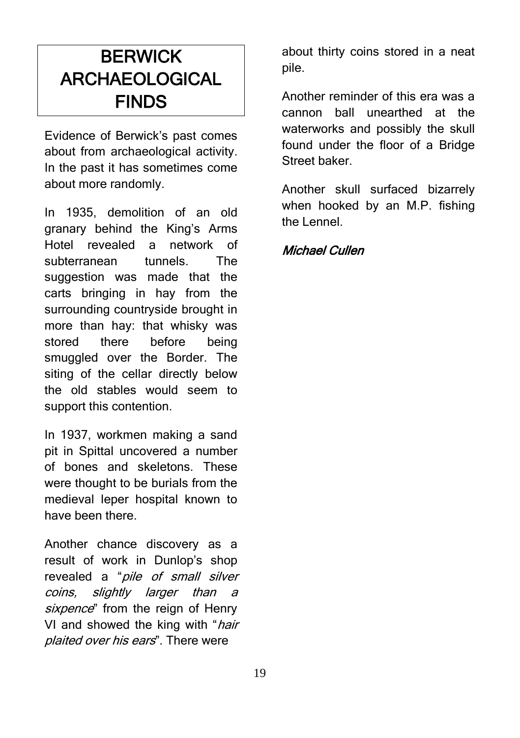# BERWICK ARCHAEOLOGICAL FINDS

Evidence of Berwick's past comes about from archaeological activity. In the past it has sometimes come about more randomly.

In 1935, demolition of an old granary behind the King's Arms Hotel revealed a network of subterranean tunnels. The suggestion was made that the carts bringing in hay from the surrounding countryside brought in more than hay: that whisky was stored there before being smuggled over the Border. The siting of the cellar directly below the old stables would seem to support this contention.

In 1937, workmen making a sand pit in Spittal uncovered a number of bones and skeletons. These were thought to be burials from the medieval leper hospital known to have been there.

Another chance discovery as a result of work in Dunlop's shop revealed a "*pile of small silver coins, slightly larger than a sixpence*" from the reign of Henry VI and showed the king with "*hair plaited over his ears*". There were about thirty coins stored in a neat pile.

Another reminder of this era was a cannon ball unearthed at the waterworks and possibly the skull found under the floor of a Bridge Street baker.

Another skull surfaced bizarrely when hooked by an M.P. fishing the Lennel.

*Michael Cullen*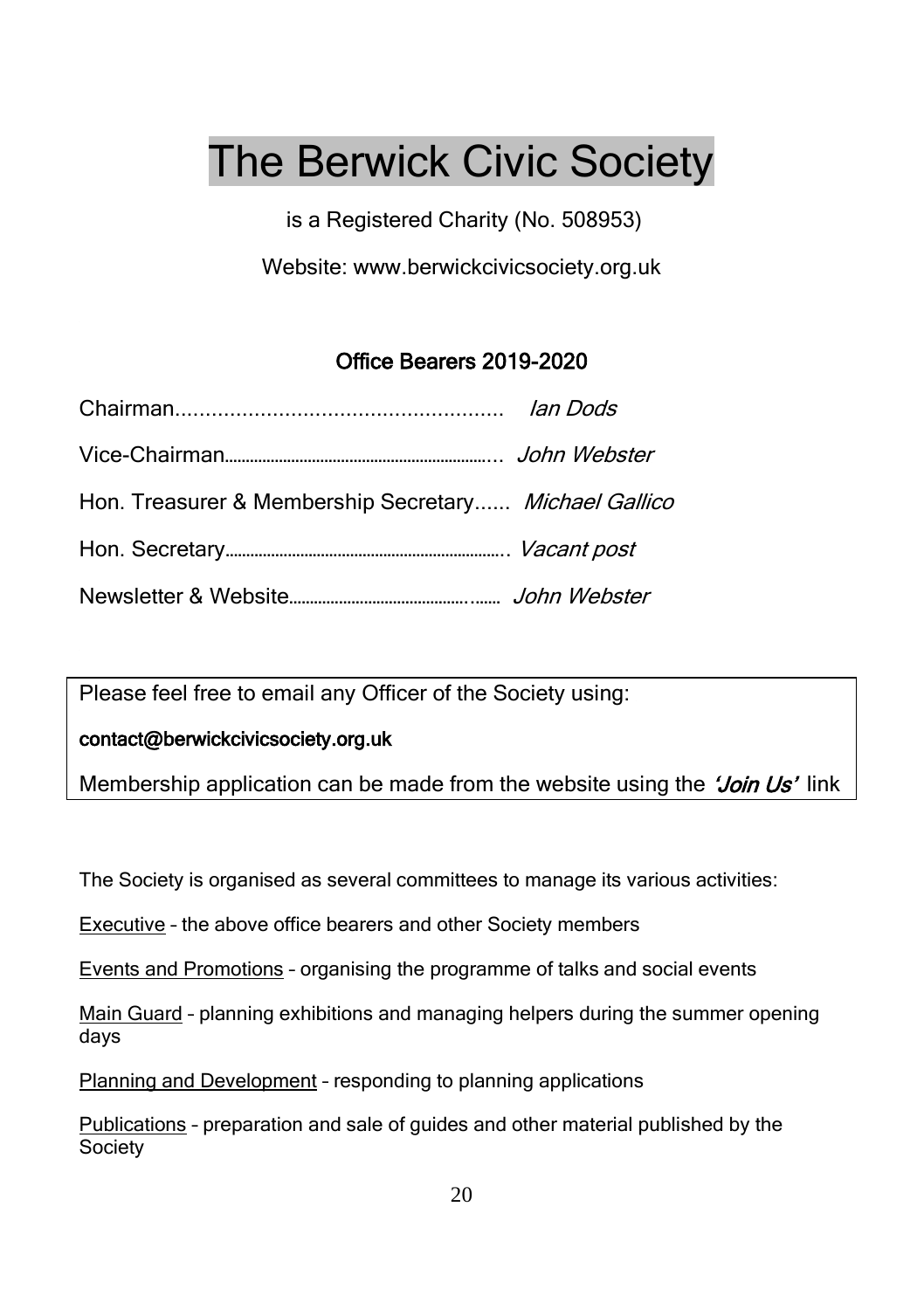# The Berwick Civic Society

is a Registered Charity (No. 508953)

Website: www.berwickcivicsociety.org.uk

## Office Bearers 2019-2020

Chairman...................................................... *Ian Dods*

Vice-Chairman................................................................... *John Webster*

Hon. Treasurer & Membership Secretary...... *Michael Gallico*

Hon. Secretary................................................................... *Vacant post*

Newsletter & Website................................................. *John Webster*

Please feel free to email any Officer of the Society using:

**contact@berwickcivicsociety.org.uk**

Membership application can be made from the website using the ***'Join Us'*** link

The Society is organised as several committees to manage its various activities:

Executive – the above office bearers and other Society members

Events and Promotions – organising the programme of talks and social events

Main Guard – planning exhibitions and managing helpers during the summer opening days

Planning and Development – responding to planning applications

Publications – preparation and sale of guides and other material published by the Society